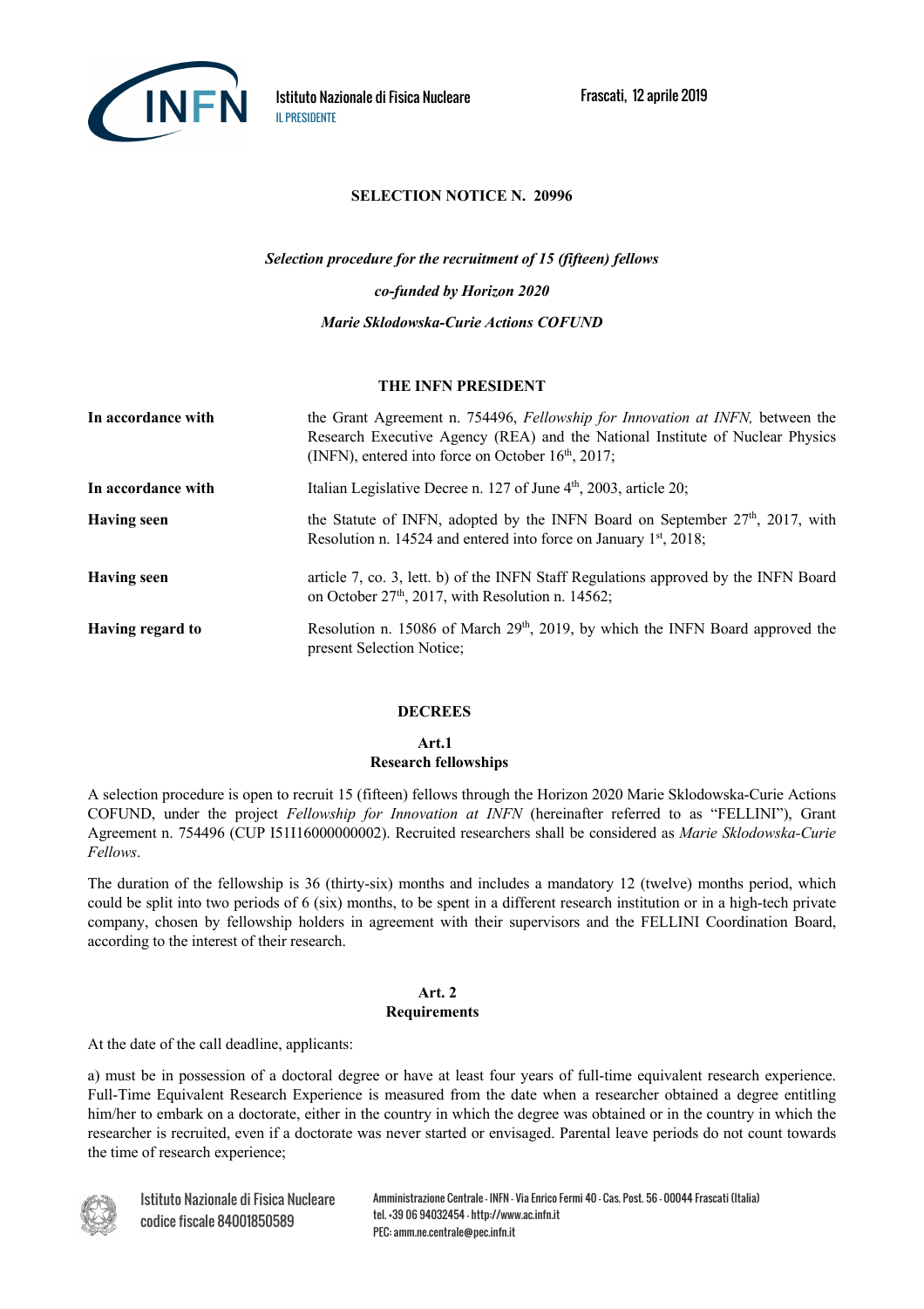Istituto Nazionale di Fisica Nucleare
IL PRESIDENTE

Frascati, 12 aprile 2019

**SELECTION NOTICE N. 20996**

*Selection procedure for the recruitment of 15 (fifteen) fellows*

*co-funded by Horizon 2020*

*Marie Sklodowska-Curie Actions COFUND*

**THE INFN PRESIDENT**

| | |
|---|---|
| **In accordance with** | the Grant Agreement n. 754496, *Fellowship for Innovation at INFN,* between the Research Executive Agency (REA) and the National Institute of Nuclear Physics (INFN), entered into force on October 16th, 2017; |
| **In accordance with** | Italian Legislative Decree n. 127 of June 4th, 2003, article 20; |
| **Having seen** | the Statute of INFN, adopted by the INFN Board on September 27th, 2017, with Resolution n. 14524 and entered into force on January 1st, 2018; |
| **Having seen** | article 7, co. 3, lett. b) of the INFN Staff Regulations approved by the INFN Board on October 27th, 2017, with Resolution n. 14562; |
| **Having regard to** | Resolution n. 15086 of March 29th, 2019, by which the INFN Board approved the present Selection Notice; |

**DECREES**

## Art.1
## Research fellowships

A selection procedure is open to recruit 15 (fifteen) fellows through the Horizon 2020 Marie Sklodowska-Curie Actions COFUND, under the project *Fellowship for Innovation at INFN* (hereinafter referred to as "FELLINI"), Grant Agreement n. 754496 (CUP I51I16000000002). Recruited researchers shall be considered as *Marie Sklodowska-Curie Fellows*.

The duration of the fellowship is 36 (thirty-six) months and includes a mandatory 12 (twelve) months period, which could be split into two periods of 6 (six) months, to be spent in a different research institution or in a high-tech private company, chosen by fellowship holders in agreement with their supervisors and the FELLINI Coordination Board, according to the interest of their research.

## Art. 2
## Requirements

At the date of the call deadline, applicants:

a) must be in possession of a doctoral degree or have at least four years of full-time equivalent research experience. Full-Time Equivalent Research Experience is measured from the date when a researcher obtained a degree entitling him/her to embark on a doctorate, either in the country in which the degree was obtained or in the country in which the researcher is recruited, even if a doctorate was never started or envisaged. Parental leave periods do not count towards the time of research experience;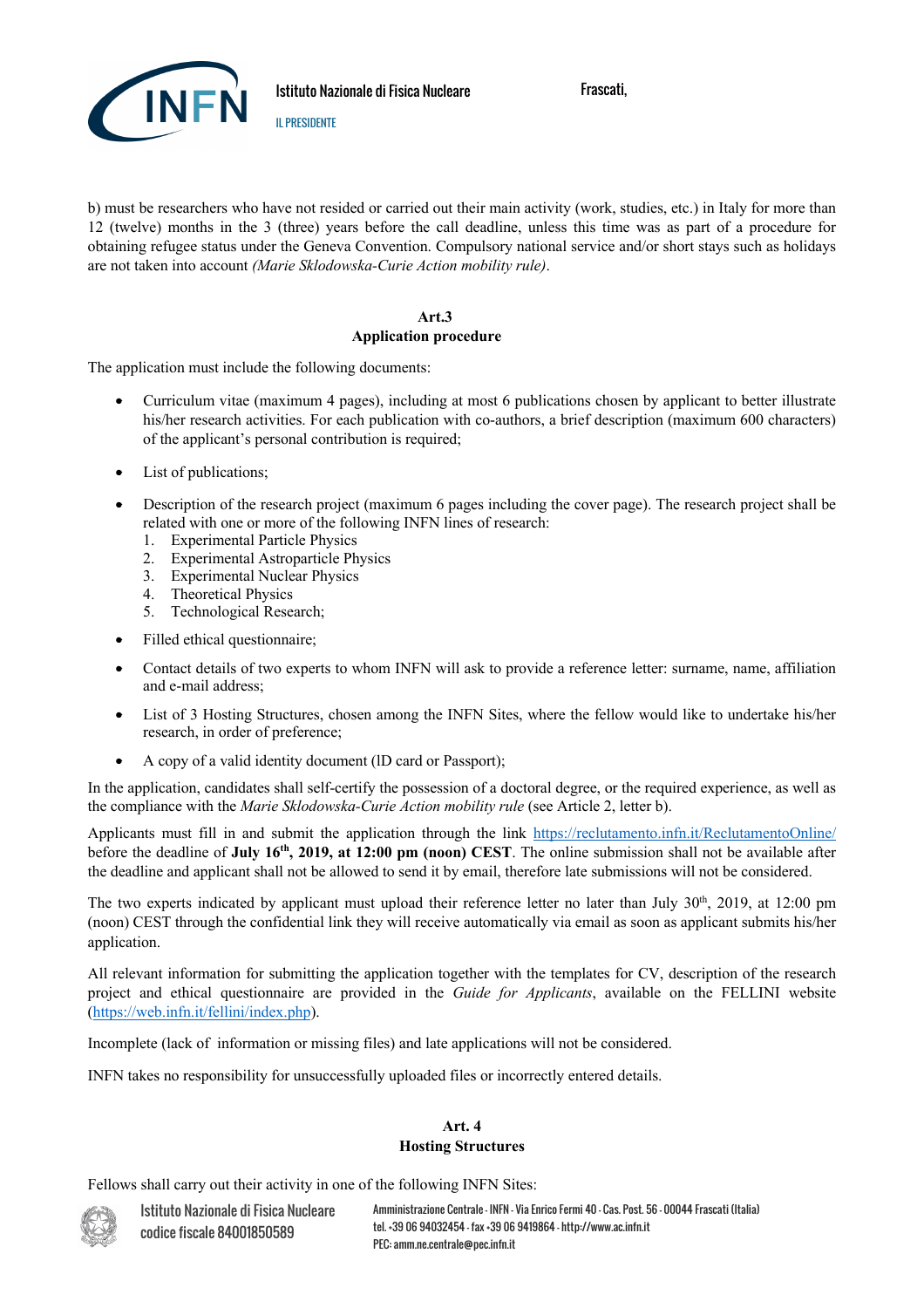b) must be researchers who have not resided or carried out their main activity (work, studies, etc.) in Italy for more than 12 (twelve) months in the 3 (three) years before the call deadline, unless this time was as part of a procedure for obtaining refugee status under the Geneva Convention. Compulsory national service and/or short stays such as holidays are not taken into account *(Marie Sklodowska-Curie Action mobility rule)*.

## Art.3
## Application procedure

The application must include the following documents:

- Curriculum vitae (maximum 4 pages), including at most 6 publications chosen by applicant to better illustrate his/her research activities. For each publication with co-authors, a brief description (maximum 600 characters) of the applicant's personal contribution is required;
- List of publications;
- Description of the research project (maximum 6 pages including the cover page). The research project shall be related with one or more of the following INFN lines of research:
  1. Experimental Particle Physics
  2. Experimental Astroparticle Physics
  3. Experimental Nuclear Physics
  4. Theoretical Physics
  5. Technological Research;
- Filled ethical questionnaire;
- Contact details of two experts to whom INFN will ask to provide a reference letter: surname, name, affiliation and e-mail address;
- List of 3 Hosting Structures, chosen among the INFN Sites, where the fellow would like to undertake his/her research, in order of preference;
- A copy of a valid identity document (ID card or Passport);

In the application, candidates shall self-certify the possession of a doctoral degree, or the required experience, as well as the compliance with the *Marie Sklodowska-Curie Action mobility rule* (see Article 2, letter b).

Applicants must fill in and submit the application through the link https://reclutamento.infn.it/ReclutamentoOnline/ before the deadline of **July 16th, 2019, at 12:00 pm (noon) CEST**. The online submission shall not be available after the deadline and applicant shall not be allowed to send it by email, therefore late submissions will not be considered.

The two experts indicated by applicant must upload their reference letter no later than July 30th, 2019, at 12:00 pm (noon) CEST through the confidential link they will receive automatically via email as soon as applicant submits his/her application.

All relevant information for submitting the application together with the templates for CV, description of the research project and ethical questionnaire are provided in the *Guide for Applicants*, available on the FELLINI website (https://web.infn.it/fellini/index.php).

Incomplete (lack of information or missing files) and late applications will not be considered.

INFN takes no responsibility for unsuccessfully uploaded files or incorrectly entered details.

## Art. 4
## Hosting Structures

Fellows shall carry out their activity in one of the following INFN Sites: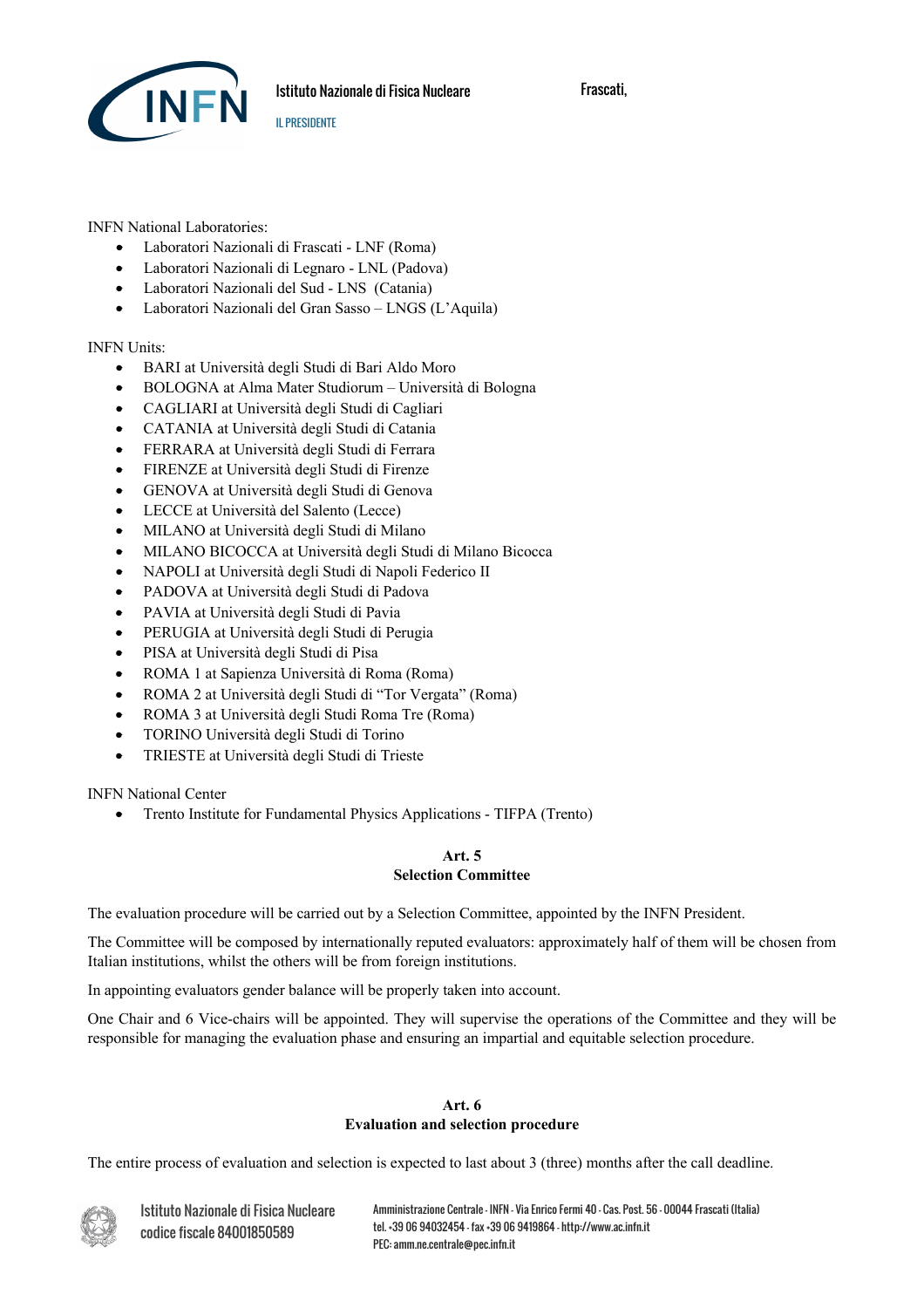INFN National Laboratories:

- Laboratori Nazionali di Frascati - LNF (Roma)
- Laboratori Nazionali di Legnaro - LNL (Padova)
- Laboratori Nazionali del Sud - LNS (Catania)
- Laboratori Nazionali del Gran Sasso – LNGS (L'Aquila)

INFN Units:

- BARI at Università degli Studi di Bari Aldo Moro
- BOLOGNA at Alma Mater Studiorum – Università di Bologna
- CAGLIARI at Università degli Studi di Cagliari
- CATANIA at Università degli Studi di Catania
- FERRARA at Università degli Studi di Ferrara
- FIRENZE at Università degli Studi di Firenze
- GENOVA at Università degli Studi di Genova
- LECCE at Università del Salento (Lecce)
- MILANO at Università degli Studi di Milano
- MILANO BICOCCA at Università degli Studi di Milano Bicocca
- NAPOLI at Università degli Studi di Napoli Federico II
- PADOVA at Università degli Studi di Padova
- PAVIA at Università degli Studi di Pavia
- PERUGIA at Università degli Studi di Perugia
- PISA at Università degli Studi di Pisa
- ROMA 1 at Sapienza Università di Roma (Roma)
- ROMA 2 at Università degli Studi di "Tor Vergata" (Roma)
- ROMA 3 at Università degli Studi Roma Tre (Roma)
- TORINO Università degli Studi di Torino
- TRIESTE at Università degli Studi di Trieste

INFN National Center

- Trento Institute for Fundamental Physics Applications - TIFPA (Trento)

## Art. 5
## Selection Committee

The evaluation procedure will be carried out by a Selection Committee, appointed by the INFN President.

The Committee will be composed by internationally reputed evaluators: approximately half of them will be chosen from Italian institutions, whilst the others will be from foreign institutions.

In appointing evaluators gender balance will be properly taken into account.

One Chair and 6 Vice-chairs will be appointed. They will supervise the operations of the Committee and they will be responsible for managing the evaluation phase and ensuring an impartial and equitable selection procedure.

## Art. 6
## Evaluation and selection procedure

The entire process of evaluation and selection is expected to last about 3 (three) months after the call deadline.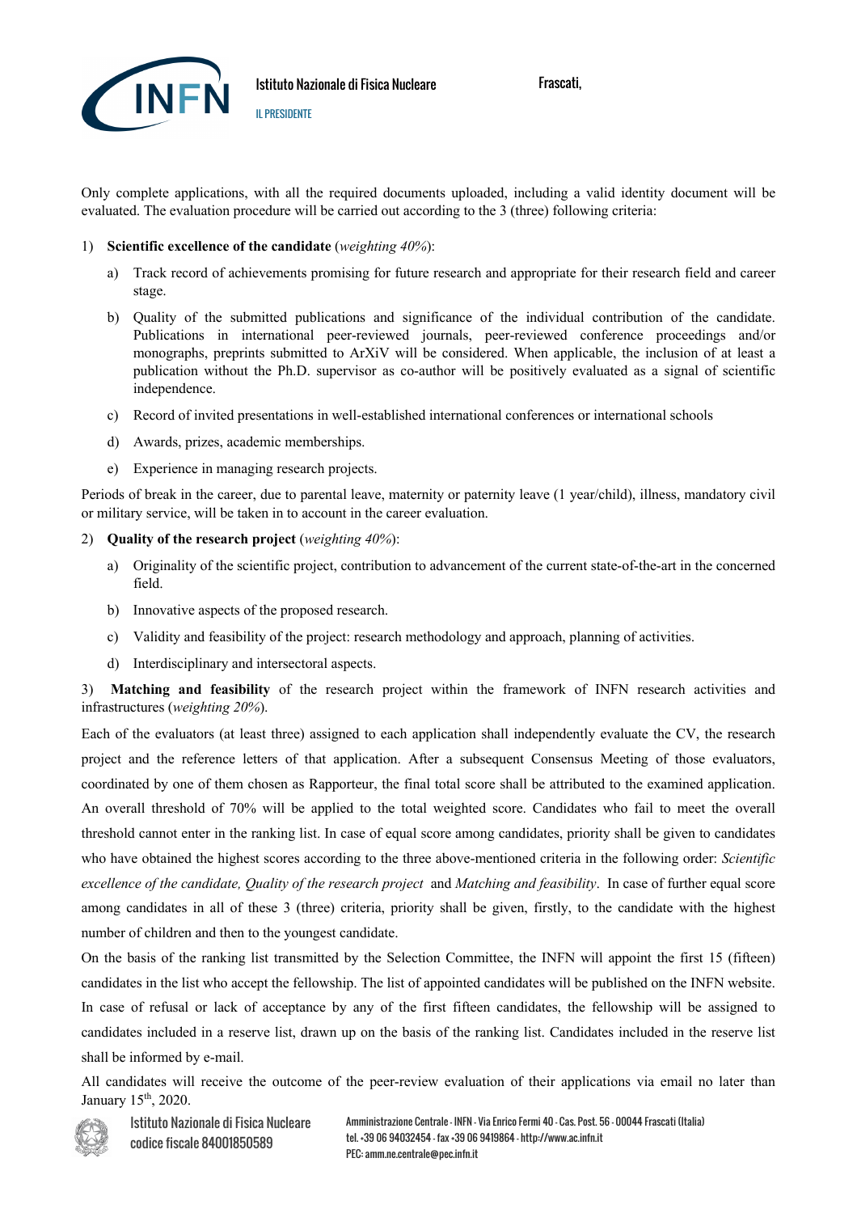Only complete applications, with all the required documents uploaded, including a valid identity document will be evaluated. The evaluation procedure will be carried out according to the 3 (three) following criteria:

1) **Scientific excellence of the candidate** (*weighting 40%*):

   a) Track record of achievements promising for future research and appropriate for their research field and career stage.

   b) Quality of the submitted publications and significance of the individual contribution of the candidate. Publications in international peer-reviewed journals, peer-reviewed conference proceedings and/or monographs, preprints submitted to ArXiV will be considered. When applicable, the inclusion of at least a publication without the Ph.D. supervisor as co-author will be positively evaluated as a signal of scientific independence.

   c) Record of invited presentations in well-established international conferences or international schools

   d) Awards, prizes, academic memberships.

   e) Experience in managing research projects.

Periods of break in the career, due to parental leave, maternity or paternity leave (1 year/child), illness, mandatory civil or military service, will be taken in to account in the career evaluation.

2) **Quality of the research project** (*weighting 40%*):

   a) Originality of the scientific project, contribution to advancement of the current state-of-the-art in the concerned field.

   b) Innovative aspects of the proposed research.

   c) Validity and feasibility of the project: research methodology and approach, planning of activities.

   d) Interdisciplinary and intersectoral aspects.

3) **Matching and feasibility** of the research project within the framework of INFN research activities and infrastructures (*weighting 20%*).

Each of the evaluators (at least three) assigned to each application shall independently evaluate the CV, the research project and the reference letters of that application. After a subsequent Consensus Meeting of those evaluators, coordinated by one of them chosen as Rapporteur, the final total score shall be attributed to the examined application. An overall threshold of 70% will be applied to the total weighted score. Candidates who fail to meet the overall threshold cannot enter in the ranking list. In case of equal score among candidates, priority shall be given to candidates who have obtained the highest scores according to the three above-mentioned criteria in the following order: *Scientific excellence of the candidate, Quality of the research project* and *Matching and feasibility*. In case of further equal score among candidates in all of these 3 (three) criteria, priority shall be given, firstly, to the candidate with the highest number of children and then to the youngest candidate.

On the basis of the ranking list transmitted by the Selection Committee, the INFN will appoint the first 15 (fifteen) candidates in the list who accept the fellowship. The list of appointed candidates will be published on the INFN website. In case of refusal or lack of acceptance by any of the first fifteen candidates, the fellowship will be assigned to candidates included in a reserve list, drawn up on the basis of the ranking list. Candidates included in the reserve list shall be informed by e-mail.

All candidates will receive the outcome of the peer-review evaluation of their applications via email no later than January 15th, 2020.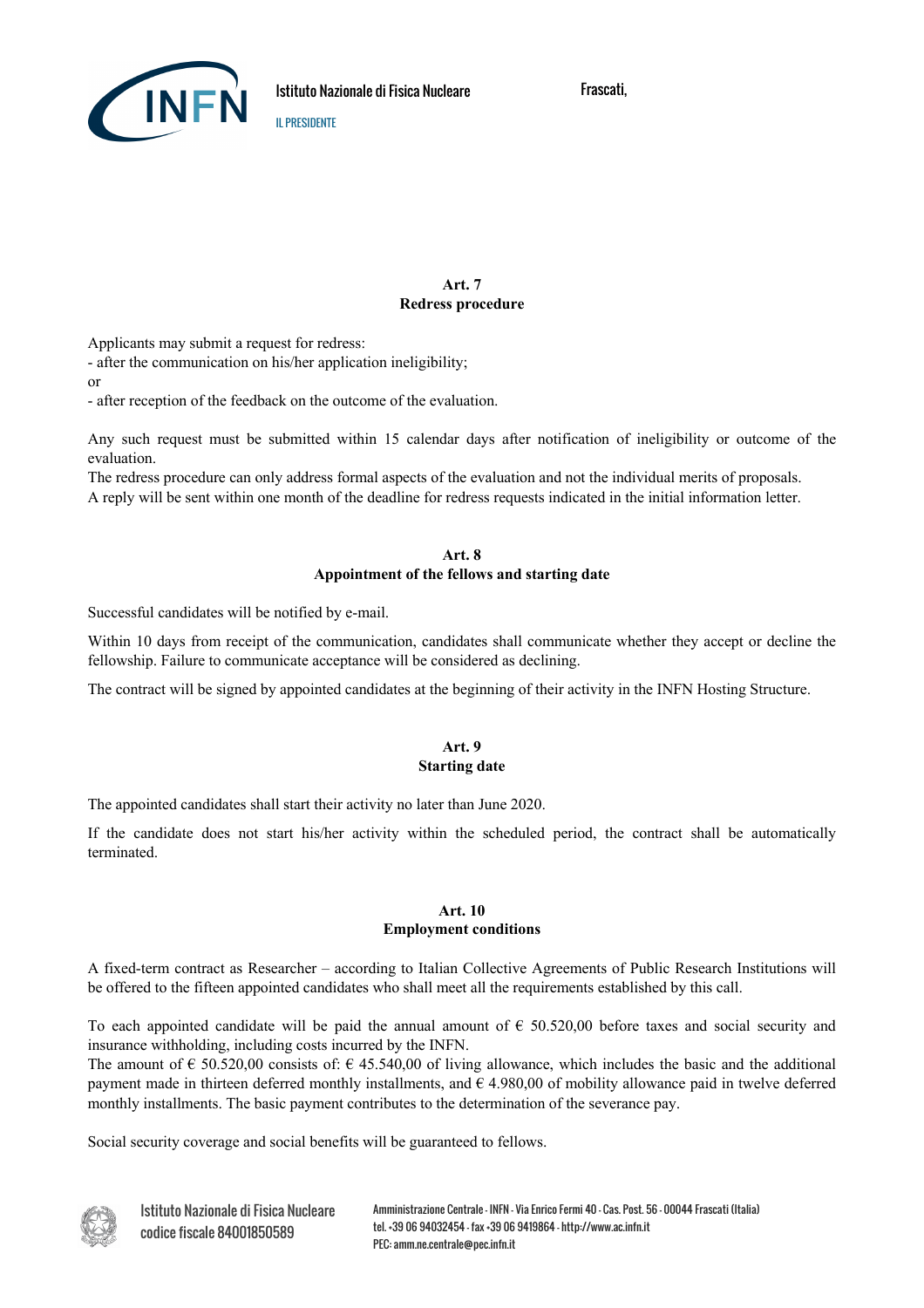## Art. 7
## Redress procedure

Applicants may submit a request for redress:

- after the communication on his/her application ineligibility;

or

- after reception of the feedback on the outcome of the evaluation.

Any such request must be submitted within 15 calendar days after notification of ineligibility or outcome of the evaluation.

The redress procedure can only address formal aspects of the evaluation and not the individual merits of proposals.

A reply will be sent within one month of the deadline for redress requests indicated in the initial information letter.

## Art. 8
## Appointment of the fellows and starting date

Successful candidates will be notified by e-mail.

Within 10 days from receipt of the communication, candidates shall communicate whether they accept or decline the fellowship. Failure to communicate acceptance will be considered as declining.

The contract will be signed by appointed candidates at the beginning of their activity in the INFN Hosting Structure.

## Art. 9
## Starting date

The appointed candidates shall start their activity no later than June 2020.

If the candidate does not start his/her activity within the scheduled period, the contract shall be automatically terminated.

## Art. 10
## Employment conditions

A fixed-term contract as Researcher – according to Italian Collective Agreements of Public Research Institutions will be offered to the fifteen appointed candidates who shall meet all the requirements established by this call.

To each appointed candidate will be paid the annual amount of € 50.520,00 before taxes and social security and insurance withholding, including costs incurred by the INFN.

The amount of € 50.520,00 consists of: € 45.540,00 of living allowance, which includes the basic and the additional payment made in thirteen deferred monthly installments, and € 4.980,00 of mobility allowance paid in twelve deferred monthly installments. The basic payment contributes to the determination of the severance pay.

Social security coverage and social benefits will be guaranteed to fellows.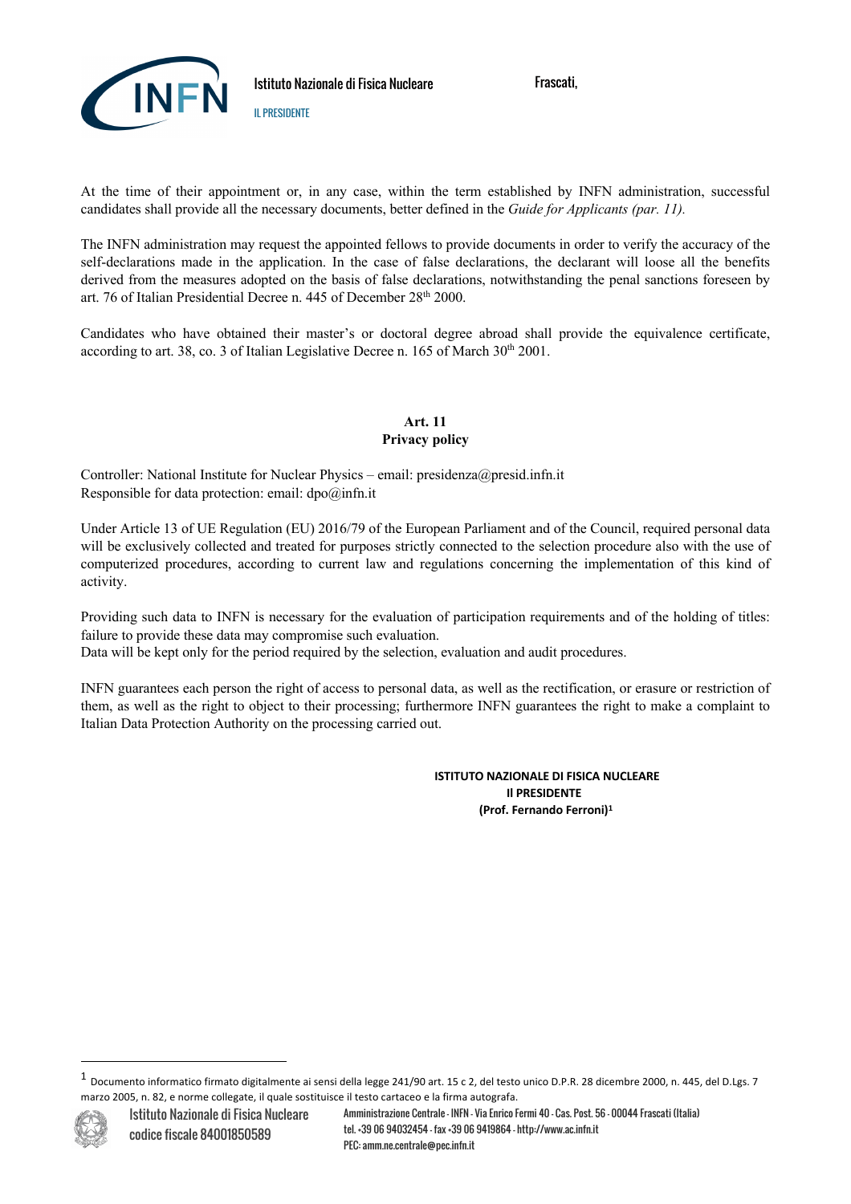At the time of their appointment or, in any case, within the term established by INFN administration, successful candidates shall provide all the necessary documents, better defined in the *Guide for Applicants (par. 11).*

The INFN administration may request the appointed fellows to provide documents in order to verify the accuracy of the self-declarations made in the application. In the case of false declarations, the declarant will loose all the benefits derived from the measures adopted on the basis of false declarations, notwithstanding the penal sanctions foreseen by art. 76 of Italian Presidential Decree n. 445 of December 28th 2000.

Candidates who have obtained their master's or doctoral degree abroad shall provide the equivalence certificate, according to art. 38, co. 3 of Italian Legislative Decree n. 165 of March 30th 2001.

## Art. 11
## Privacy policy

Controller: National Institute for Nuclear Physics – email: presidenza@presid.infn.it
Responsible for data protection: email: dpo@infn.it

Under Article 13 of UE Regulation (EU) 2016/79 of the European Parliament and of the Council, required personal data will be exclusively collected and treated for purposes strictly connected to the selection procedure also with the use of computerized procedures, according to current law and regulations concerning the implementation of this kind of activity.

Providing such data to INFN is necessary for the evaluation of participation requirements and of the holding of titles: failure to provide these data may compromise such evaluation.
Data will be kept only for the period required by the selection, evaluation and audit procedures.

INFN guarantees each person the right of access to personal data, as well as the rectification, or erasure or restriction of them, as well as the right to object to their processing; furthermore INFN guarantees the right to make a complaint to Italian Data Protection Authority on the processing carried out.

**ISTITUTO NAZIONALE DI FISICA NUCLEARE**
**Il PRESIDENTE**
**(Prof. Fernando Ferroni)[1]**

[1] Documento informatico firmato digitalmente ai sensi della legge 241/90 art. 15 c 2, del testo unico D.P.R. 28 dicembre 2000, n. 445, del D.Lgs. 7 marzo 2005, n. 82, e norme collegate, il quale sostituisce il testo cartaceo e la firma autografa.